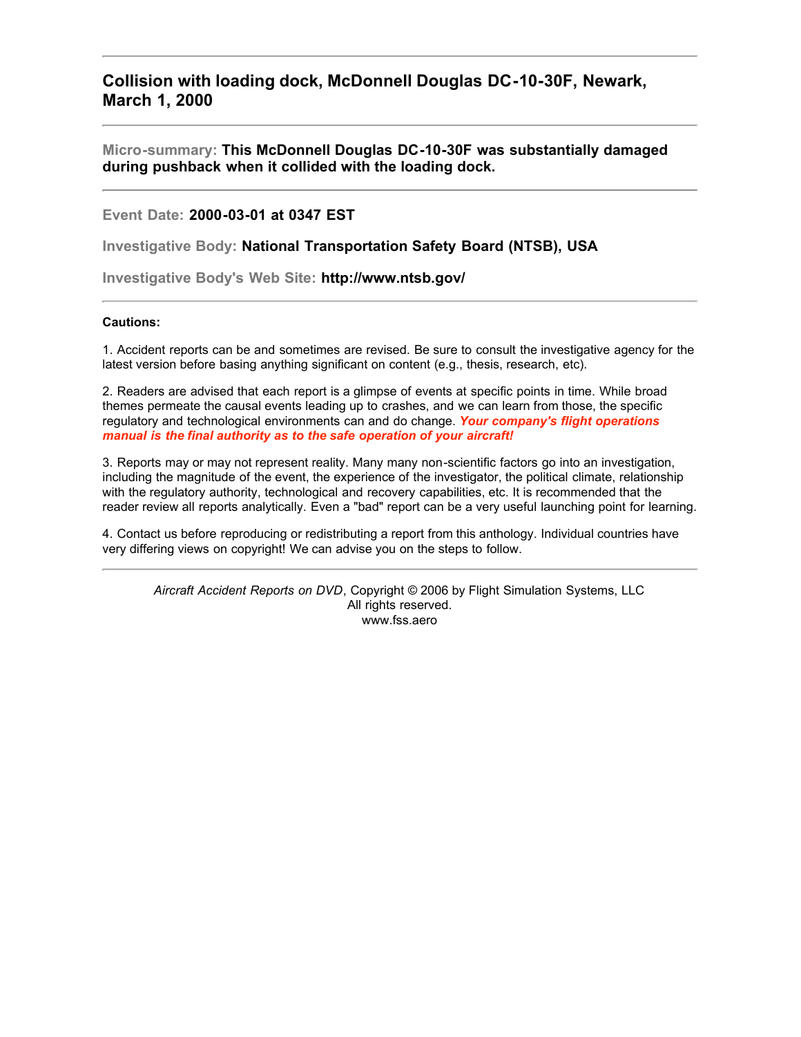# Collision with loading dock, McDonnell Douglas DC-10-30F, Newark, March 1, 2000

---

**Micro-summary: This McDonnell Douglas DC-10-30F was substantially damaged during pushback when it collided with the loading dock.**

---

**Event Date: 2000-03-01 at 0347 EST**

**Investigative Body: National Transportation Safety Board (NTSB), USA**

**Investigative Body's Web Site: http://www.ntsb.gov/**

---

**Cautions:**

1. Accident reports can be and sometimes are revised. Be sure to consult the investigative agency for the latest version before basing anything significant on content (e.g., thesis, research, etc).

2. Readers are advised that each report is a glimpse of events at specific points in time. While broad themes permeate the causal events leading up to crashes, and we can learn from those, the specific regulatory and technological environments can and do change. ***Your company's flight operations manual is the final authority as to the safe operation of your aircraft!***

3. Reports may or may not represent reality. Many many non-scientific factors go into an investigation, including the magnitude of the event, the experience of the investigator, the political climate, relationship with the regulatory authority, technological and recovery capabilities, etc. It is recommended that the reader review all reports analytically. Even a "bad" report can be a very useful launching point for learning.

4. Contact us before reproducing or redistributing a report from this anthology. Individual countries have very differing views on copyright! We can advise you on the steps to follow.

---

*Aircraft Accident Reports on DVD*, Copyright © 2006 by Flight Simulation Systems, LLC
All rights reserved.
www.fss.aero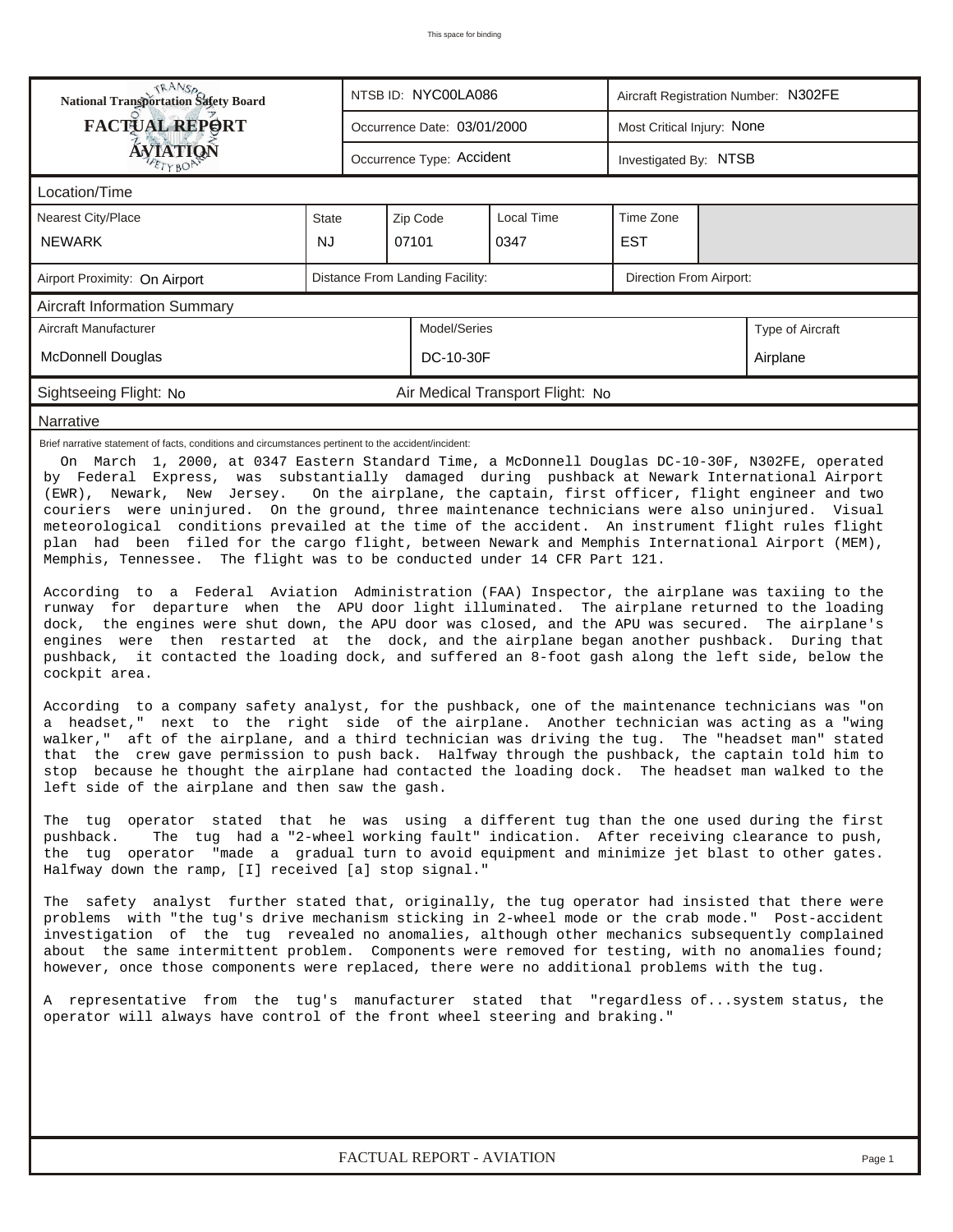| National Transportation Safety Board | NTSB ID: NYC00LA086 | Aircraft Registration Number: N302FE |
|---|---|---|
| **FACTUAL REPORT** | Occurrence Date: 03/01/2000 | Most Critical Injury: None |
| **AVIATION** | Occurrence Type: Accident | Investigated By: NTSB |

## Location/Time

| Nearest City/Place | State | Zip Code | Local Time | Time Zone |
|---|---|---|---|---|
| NEWARK | NJ | 07101 | 0347 | EST |

| Airport Proximity: On Airport | Distance From Landing Facility: | Direction From Airport: |
|---|---|---|

## Aircraft Information Summary

| Aircraft Manufacturer | Model/Series | Type of Aircraft |
|---|---|---|
| McDonnell Douglas | DC-10-30F | Airplane |

Sightseeing Flight: No    Air Medical Transport Flight: No

## Narrative

Brief narrative statement of facts, conditions and circumstances pertinent to the accident/incident:

On March 1, 2000, at 0347 Eastern Standard Time, a McDonnell Douglas DC-10-30F, N302FE, operated by Federal Express, was substantially damaged during pushback at Newark International Airport (EWR), Newark, New Jersey. On the airplane, the captain, first officer, flight engineer and two couriers were uninjured. On the ground, three maintenance technicians were also uninjured. Visual meteorological conditions prevailed at the time of the accident. An instrument flight rules flight plan had been filed for the cargo flight, between Newark and Memphis International Airport (MEM), Memphis, Tennessee. The flight was to be conducted under 14 CFR Part 121.

According to a Federal Aviation Administration (FAA) Inspector, the airplane was taxiing to the runway for departure when the APU door light illuminated. The airplane returned to the loading dock, the engines were shut down, the APU door was closed, and the APU was secured. The airplane's engines were then restarted at the dock, and the airplane began another pushback. During that pushback, it contacted the loading dock, and suffered an 8-foot gash along the left side, below the cockpit area.

According to a company safety analyst, for the pushback, one of the maintenance technicians was "on a headset," next to the right side of the airplane. Another technician was acting as a "wing walker," aft of the airplane, and a third technician was driving the tug. The "headset man" stated that the crew gave permission to push back. Halfway through the pushback, the captain told him to stop because he thought the airplane had contacted the loading dock. The headset man walked to the left side of the airplane and then saw the gash.

The tug operator stated that he was using a different tug than the one used during the first pushback. The tug had a "2-wheel working fault" indication. After receiving clearance to push, the tug operator "made a gradual turn to avoid equipment and minimize jet blast to other gates. Halfway down the ramp, [I] received [a] stop signal."

The safety analyst further stated that, originally, the tug operator had insisted that there were problems with "the tug's drive mechanism sticking in 2-wheel mode or the crab mode." Post-accident investigation of the tug revealed no anomalies, although other mechanics subsequently complained about the same intermittent problem. Components were removed for testing, with no anomalies found; however, once those components were replaced, there were no additional problems with the tug.

A representative from the tug's manufacturer stated that "regardless of...system status, the operator will always have control of the front wheel steering and braking."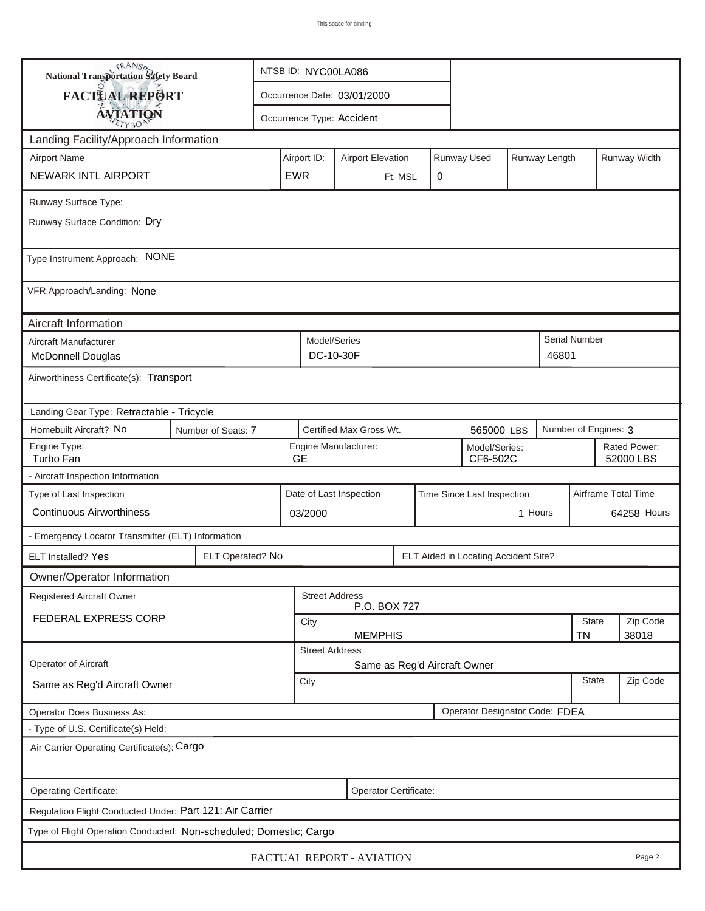**National Transportation Safety Board**
**FACTUAL REPORT**
**AVIATION**

| | |
|---|---|
| NTSB ID: | NYC00LA086 |
| Occurrence Date: | 03/01/2000 |
| Occurrence Type: | Accident |

## Landing Facility/Approach Information

| Airport Name | Airport ID: | Airport Elevation | Runway Used | Runway Length | Runway Width |
|---|---|---|---|---|---|
| NEWARK INTL AIRPORT | EWR | Ft. MSL | 0 | | |

Runway Surface Type:

Runway Surface Condition: Dry

Type Instrument Approach: NONE

VFR Approach/Landing: None

## Aircraft Information

| Aircraft Manufacturer | Model/Series | Serial Number |
|---|---|---|
| McDonnell Douglas | DC-10-30F | 46801 |

Airworthiness Certificate(s): Transport

Landing Gear Type: Retractable - Tricycle

| Homebuilt Aircraft? | Number of Seats: | Certified Max Gross Wt. | Number of Engines: |
|---|---|---|---|
| No | 7 | 565000 LBS | 3 |

| Engine Type: | Engine Manufacturer: | Model/Series: | Rated Power: |
|---|---|---|---|
| Turbo Fan | GE | CF6-502C | 52000 LBS |

- Aircraft Inspection Information

| Type of Last Inspection | Date of Last Inspection | Time Since Last Inspection | Airframe Total Time |
|---|---|---|---|
| Continuous Airworthiness | 03/2000 | 1 Hours | 64258 Hours |

- Emergency Locator Transmitter (ELT) Information

| ELT Installed? | ELT Operated? | ELT Aided in Locating Accident Site? |
|---|---|---|
| Yes | No | |

## Owner/Operator Information

| Registered Aircraft Owner | Street Address | City | State | Zip Code |
|---|---|---|---|---|
| FEDERAL EXPRESS CORP | P.O. BOX 727 | MEMPHIS | TN | 38018 |

| Operator of Aircraft | Street Address | City | State | Zip Code |
|---|---|---|---|---|
| Same as Reg'd Aircraft Owner | Same as Reg'd Aircraft Owner | | | |

Operator Does Business As:

Operator Designator Code: FDEA

- Type of U.S. Certificate(s) Held:

Air Carrier Operating Certificate(s): Cargo

Operating Certificate:

Operator Certificate:

Regulation Flight Conducted Under: Part 121: Air Carrier

Type of Flight Operation Conducted: Non-scheduled; Domestic; Cargo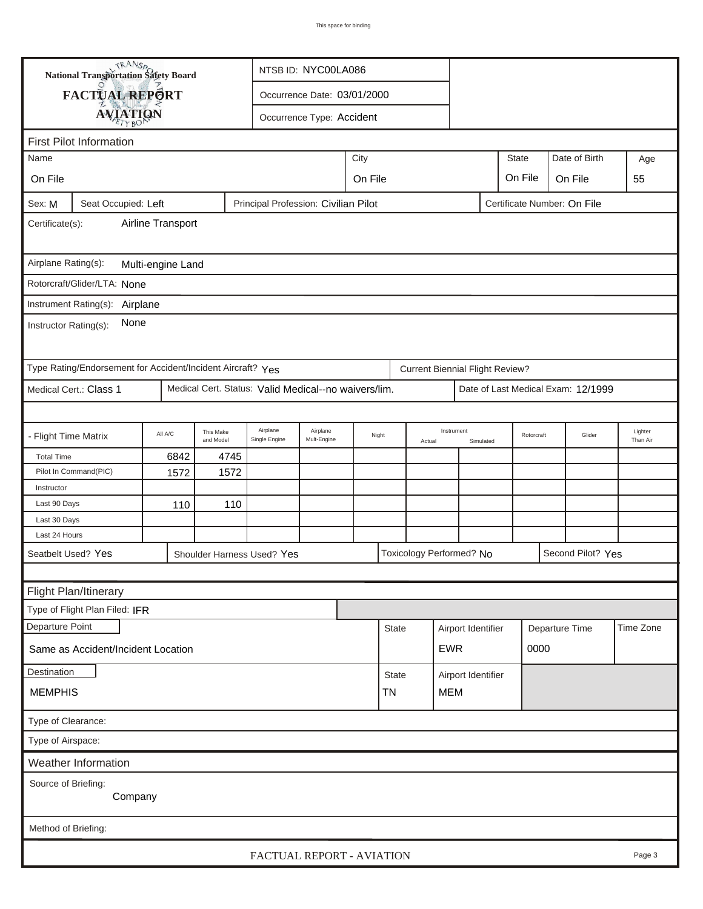National Transportation Safety Board

**FACTUAL REPORT**

**AVIATION**

NTSB ID: NYC00LA086

Occurrence Date: 03/01/2000

Occurrence Type: Accident

## First Pilot Information

| Name | City | State | Date of Birth | Age |
|---|---|---|---|---|
| On File | On File | On File | On File | 55 |

Sex: M | Seat Occupied: Left | Principal Profession: Civilian Pilot | Certificate Number: On File

Certificate(s): Airline Transport

Airplane Rating(s): Multi-engine Land

Rotorcraft/Glider/LTA: None

Instrument Rating(s): Airplane

Instructor Rating(s): None

Type Rating/Endorsement for Accident/Incident Aircraft? Yes | Current Biennial Flight Review?

Medical Cert.: Class 1 | Medical Cert. Status: Valid Medical--no waivers/lim. | Date of Last Medical Exam: 12/1999

| - Flight Time Matrix | All A/C | This Make and Model | Airplane Single Engine | Airplane Mult-Engine | Night | Instrument Actual | Instrument Simulated | Rotorcraft | Glider | Lighter Than Air |
|---|---|---|---|---|---|---|---|---|---|---|
| Total Time | 6842 | 4745 | | | | | | | | |
| Pilot In Command(PIC) | 1572 | 1572 | | | | | | | | |
| Instructor | | | | | | | | | | |
| Last 90 Days | 110 | 110 | | | | | | | | |
| Last 30 Days | | | | | | | | | | |
| Last 24 Hours | | | | | | | | | | |

Seatbelt Used? Yes | Shoulder Harness Used? Yes | Toxicology Performed? No | Second Pilot? Yes

## Flight Plan/Itinerary

Type of Flight Plan Filed: IFR

| Departure Point | State | Airport Identifier | Departure Time | Time Zone |
|---|---|---|---|---|
| Same as Accident/Incident Location | | EWR | 0000 | |

| Destination | State | Airport Identifier |
|---|---|---|
| MEMPHIS | TN | MEM |

Type of Clearance:

Type of Airspace:

## Weather Information

Source of Briefing: Company

Method of Briefing: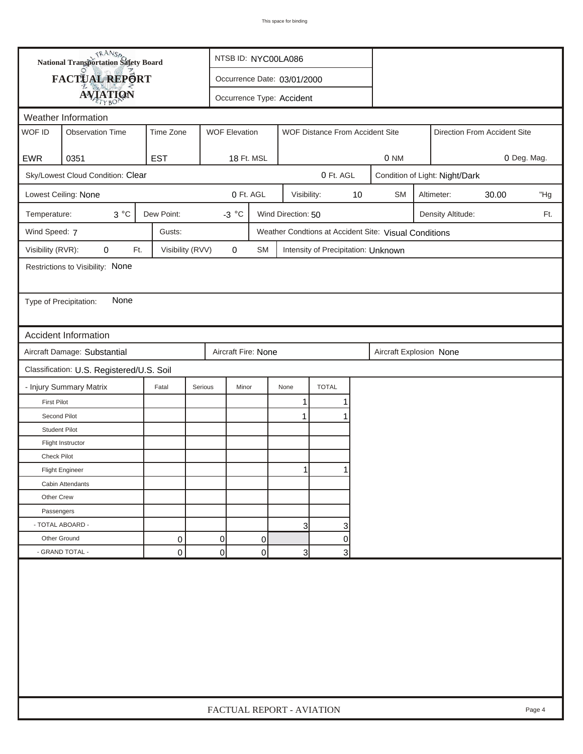This space for binding

**National Transportation Safety Board**

# FACTUAL REPORT
## AVIATION

NTSB ID: NYC00LA086

Occurrence Date: 03/01/2000

Occurrence Type: Accident

## Weather Information

| WOF ID | Observation Time | Time Zone | WOF Elevation | WOF Distance From Accident Site | Direction From Accident Site |
|---|---|---|---|---|---|
| EWR | 0351 | EST | 18 Ft. MSL | 0 NM | 0 Deg. Mag. |

Sky/Lowest Cloud Condition: Clear — 0 Ft. AGL

Condition of Light: Night/Dark

Lowest Ceiling: None — 0 Ft. AGL

Visibility: 10 SM

Altimeter: 30.00 "Hg

Temperature: 3 °C

Dew Point: -3 °C

Wind Direction: 50

Density Altitude: Ft.

Wind Speed: 7

Gusts:

Weather Condtions at Accident Site: Visual Conditions

Visibility (RVR): 0 Ft.

Visibility (RVV) 0 SM

Intensity of Precipitation: Unknown

Restrictions to Visibility: None

Type of Precipitation: None

## Accident Information

Aircraft Damage: Substantial

Aircraft Fire: None

Aircraft Explosion None

Classification: U.S. Registered/U.S. Soil

| - Injury Summary Matrix | Fatal | Serious | Minor | None | TOTAL |
|---|---|---|---|---|---|
| First Pilot | | | | 1 | 1 |
| Second Pilot | | | | 1 | 1 |
| Student Pilot | | | | | |
| Flight Instructor | | | | | |
| Check Pilot | | | | | |
| Flight Engineer | | | | 1 | 1 |
| Cabin Attendants | | | | | |
| Other Crew | | | | | |
| Passengers | | | | | |
| - TOTAL ABOARD - | | | | 3 | 3 |
| Other Ground | 0 | 0 | 0 | | 0 |
| - GRAND TOTAL - | 0 | 0 | 0 | 3 | 3 |

FACTUAL REPORT - AVIATION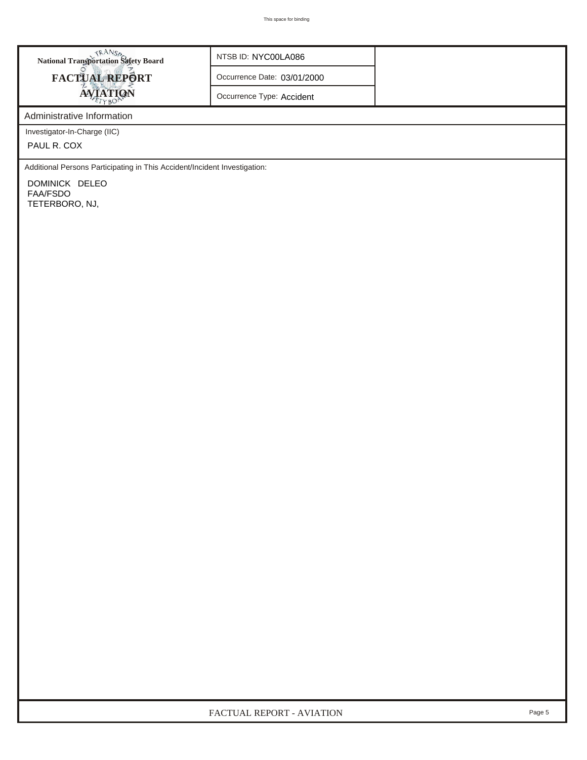**National Transportation Safety Board**

**FACTUAL REPORT**

**AVIATION**

| | |
|---|---|
| NTSB ID: NYC00LA086 | |
| Occurrence Date: 03/01/2000 | |
| Occurrence Type: Accident | |

## Administrative Information

Investigator-In-Charge (IIC)

PAUL R. COX

Additional Persons Participating in This Accident/Incident Investigation:

DOMINICK DELEO
FAA/FSDO
TETERBORO, NJ,